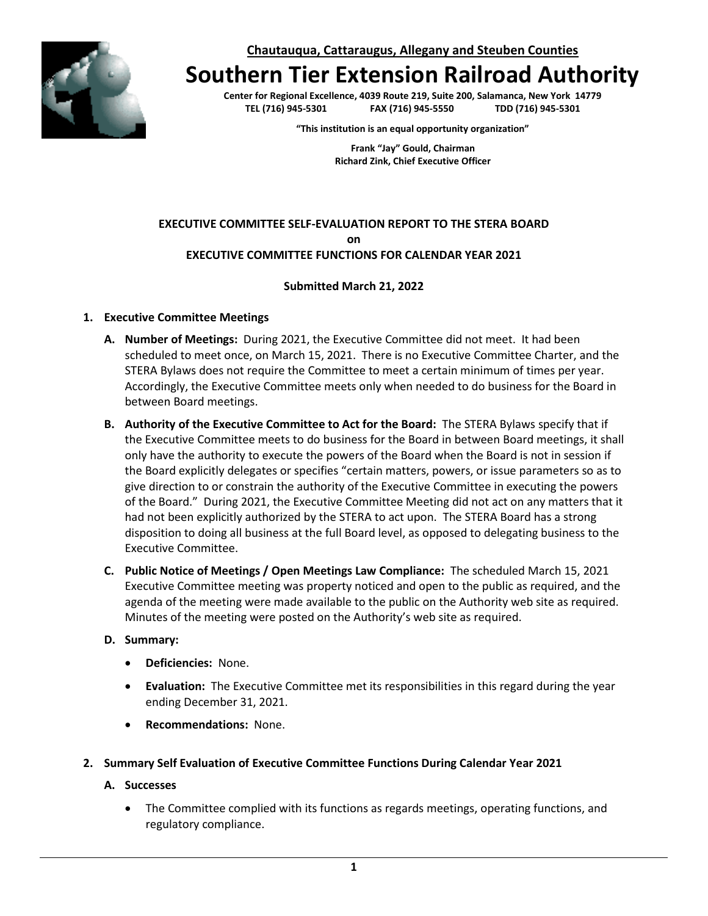**Chautauqua, Cattaraugus, Allegany and Steuben Counties**

# Southern Tier Extension Railroad Authority

**Center for Regional Excellence, 4039 Route 219, Suite 200, Salamanca, New York 14779**
**TEL (716) 945-5301 FAX (716) 945-5550 TDD (716) 945-5301**

**"This institution is an equal opportunity organization"**

**Frank "Jay" Gould, Chairman**
**Richard Zink, Chief Executive Officer**

## EXECUTIVE COMMITTEE SELF-EVALUATION REPORT TO THE STERA BOARD on EXECUTIVE COMMITTEE FUNCTIONS FOR CALENDAR YEAR 2021

**Submitted March 21, 2022**

### 1. Executive Committee Meetings

**A. Number of Meetings:** During 2021, the Executive Committee did not meet. It had been scheduled to meet once, on March 15, 2021. There is no Executive Committee Charter, and the STERA Bylaws does not require the Committee to meet a certain minimum of times per year. Accordingly, the Executive Committee meets only when needed to do business for the Board in between Board meetings.

**B. Authority of the Executive Committee to Act for the Board:** The STERA Bylaws specify that if the Executive Committee meets to do business for the Board in between Board meetings, it shall only have the authority to execute the powers of the Board when the Board is not in session if the Board explicitly delegates or specifies "certain matters, powers, or issue parameters so as to give direction to or constrain the authority of the Executive Committee in executing the powers of the Board." During 2021, the Executive Committee Meeting did not act on any matters that it had not been explicitly authorized by the STERA to act upon. The STERA Board has a strong disposition to doing all business at the full Board level, as opposed to delegating business to the Executive Committee.

**C. Public Notice of Meetings / Open Meetings Law Compliance:** The scheduled March 15, 2021 Executive Committee meeting was property noticed and open to the public as required, and the agenda of the meeting were made available to the public on the Authority web site as required. Minutes of the meeting were posted on the Authority's web site as required.

**D. Summary:**

- **Deficiencies:** None.
- **Evaluation:** The Executive Committee met its responsibilities in this regard during the year ending December 31, 2021.
- **Recommendations:** None.

### 2. Summary Self Evaluation of Executive Committee Functions During Calendar Year 2021

**A. Successes**

- The Committee complied with its functions as regards meetings, operating functions, and regulatory compliance.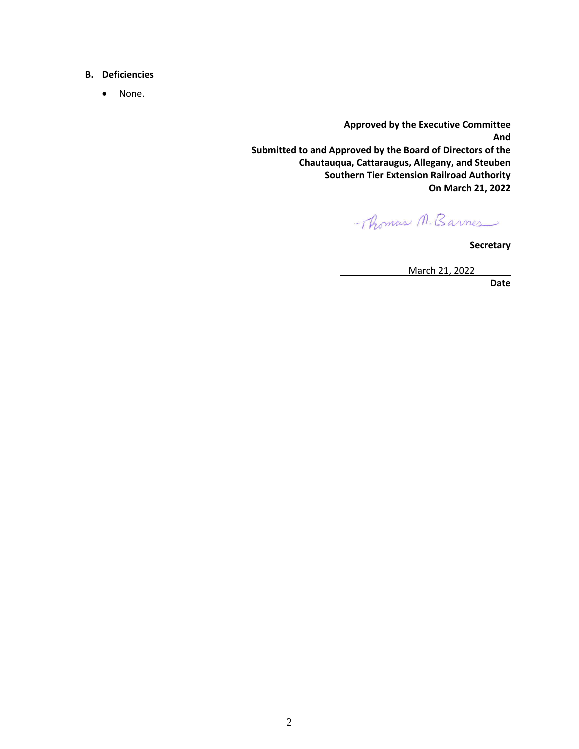### B. Deficiencies

- None.

**Approved by the Executive Committee**
**And**
**Submitted to and Approved by the Board of Directors of the**
**Chautauqua, Cattaraugus, Allegany, and Steuben**
**Southern Tier Extension Railroad Authority**
**On March 21, 2022**

Thomas M. Barnes

**Secretary**

March 21, 2022

**Date**